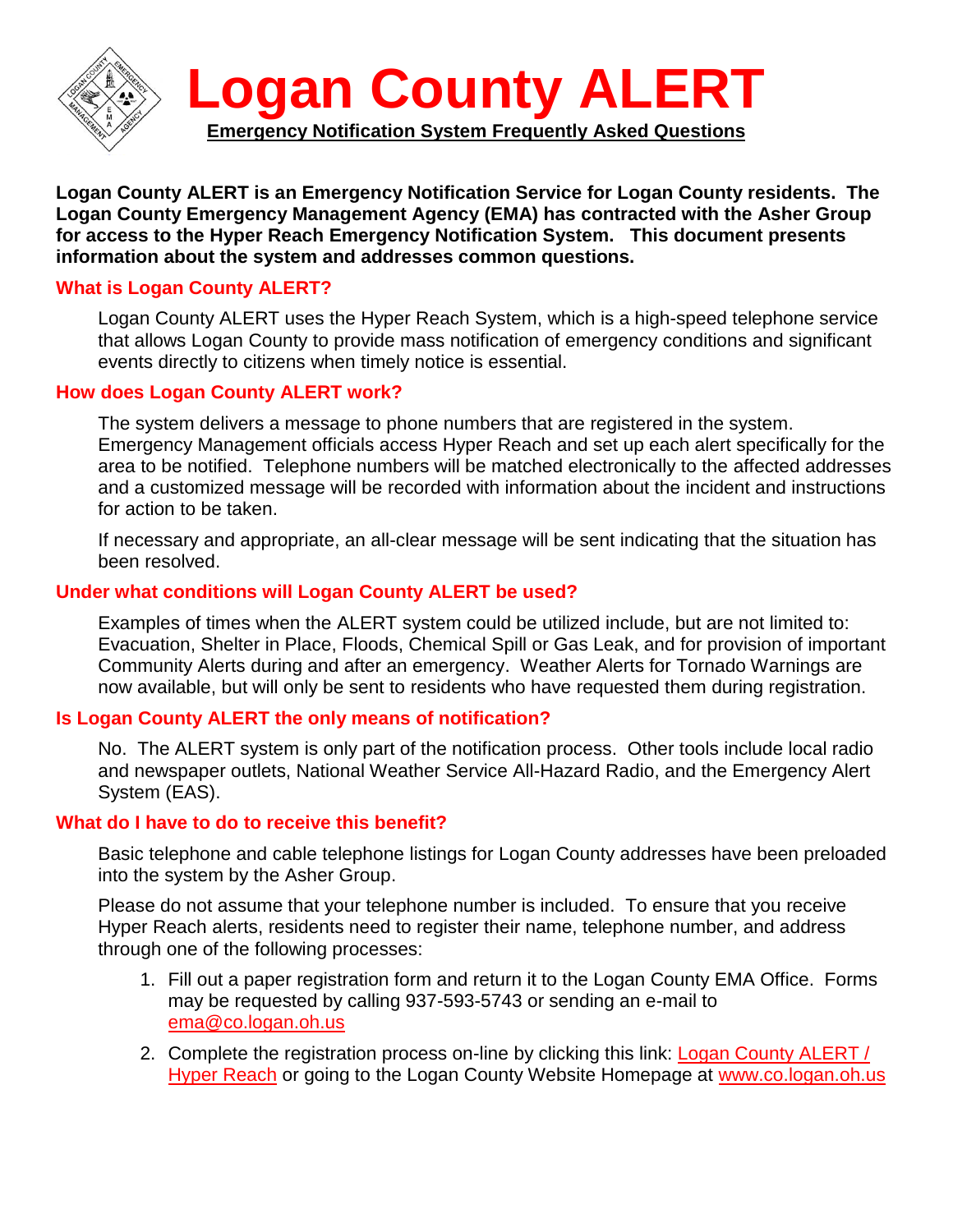# Logan County ALERT

**Emergency Notification System Frequently Asked Questions**

**Logan County ALERT is an Emergency Notification Service for Logan County residents. The Logan County Emergency Management Agency (EMA) has contracted with the Asher Group for access to the Hyper Reach Emergency Notification System. This document presents information about the system and addresses common questions.**

## What is Logan County ALERT?

Logan County ALERT uses the Hyper Reach System, which is a high-speed telephone service that allows Logan County to provide mass notification of emergency conditions and significant events directly to citizens when timely notice is essential.

## How does Logan County ALERT work?

The system delivers a message to phone numbers that are registered in the system. Emergency Management officials access Hyper Reach and set up each alert specifically for the area to be notified. Telephone numbers will be matched electronically to the affected addresses and a customized message will be recorded with information about the incident and instructions for action to be taken.

If necessary and appropriate, an all-clear message will be sent indicating that the situation has been resolved.

## Under what conditions will Logan County ALERT be used?

Examples of times when the ALERT system could be utilized include, but are not limited to: Evacuation, Shelter in Place, Floods, Chemical Spill or Gas Leak, and for provision of important Community Alerts during and after an emergency. Weather Alerts for Tornado Warnings are now available, but will only be sent to residents who have requested them during registration.

## Is Logan County ALERT the only means of notification?

No. The ALERT system is only part of the notification process. Other tools include local radio and newspaper outlets, National Weather Service All-Hazard Radio, and the Emergency Alert System (EAS).

## What do I have to do to receive this benefit?

Basic telephone and cable telephone listings for Logan County addresses have been preloaded into the system by the Asher Group.

Please do not assume that your telephone number is included. To ensure that you receive Hyper Reach alerts, residents need to register their name, telephone number, and address through one of the following processes:

1. Fill out a paper registration form and return it to the Logan County EMA Office. Forms may be requested by calling 937-593-5743 or sending an e-mail to ema@co.logan.oh.us
2. Complete the registration process on-line by clicking this link: Logan County ALERT / Hyper Reach or going to the Logan County Website Homepage at www.co.logan.oh.us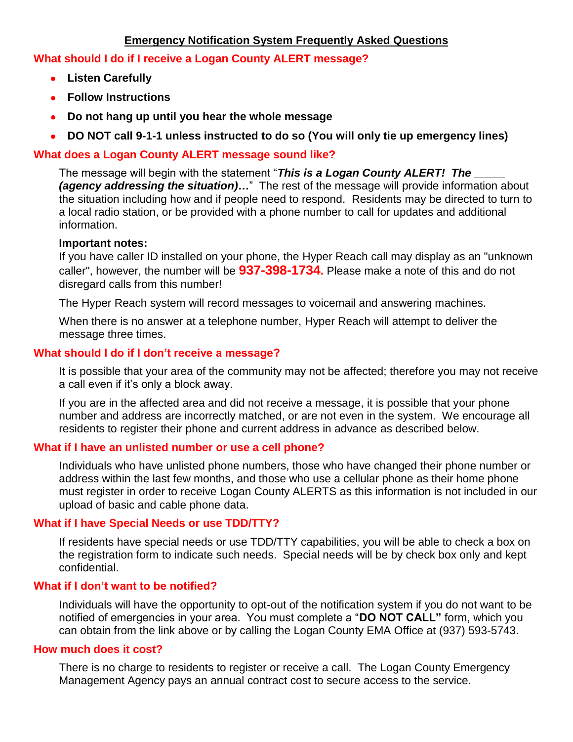## Emergency Notification System Frequently Asked Questions

### What should I do if I receive a Logan County ALERT message?

- **Listen Carefully**
- **Follow Instructions**
- **Do not hang up until you hear the whole message**
- **DO NOT call 9-1-1 unless instructed to do so (You will only tie up emergency lines)**

### What does a Logan County ALERT message sound like?

The message will begin with the statement "***This is a Logan County ALERT! The _____ (agency addressing the situation)…***" The rest of the message will provide information about the situation including how and if people need to respond. Residents may be directed to turn to a local radio station, or be provided with a phone number to call for updates and additional information.

**Important notes:**

If you have caller ID installed on your phone, the Hyper Reach call may display as an "unknown caller", however, the number will be **937-398-1734.** Please make a note of this and do not disregard calls from this number!

The Hyper Reach system will record messages to voicemail and answering machines.

When there is no answer at a telephone number, Hyper Reach will attempt to deliver the message three times.

### What should I do if I don't receive a message?

It is possible that your area of the community may not be affected; therefore you may not receive a call even if it's only a block away.

If you are in the affected area and did not receive a message, it is possible that your phone number and address are incorrectly matched, or are not even in the system. We encourage all residents to register their phone and current address in advance as described below.

### What if I have an unlisted number or use a cell phone?

Individuals who have unlisted phone numbers, those who have changed their phone number or address within the last few months, and those who use a cellular phone as their home phone must register in order to receive Logan County ALERTS as this information is not included in our upload of basic and cable phone data.

### What if I have Special Needs or use TDD/TTY?

If residents have special needs or use TDD/TTY capabilities, you will be able to check a box on the registration form to indicate such needs. Special needs will be by check box only and kept confidential.

### What if I don't want to be notified?

Individuals will have the opportunity to opt-out of the notification system if you do not want to be notified of emergencies in your area. You must complete a "**DO NOT CALL"** form, which you can obtain from the link above or by calling the Logan County EMA Office at (937) 593-5743.

### How much does it cost?

There is no charge to residents to register or receive a call. The Logan County Emergency Management Agency pays an annual contract cost to secure access to the service.